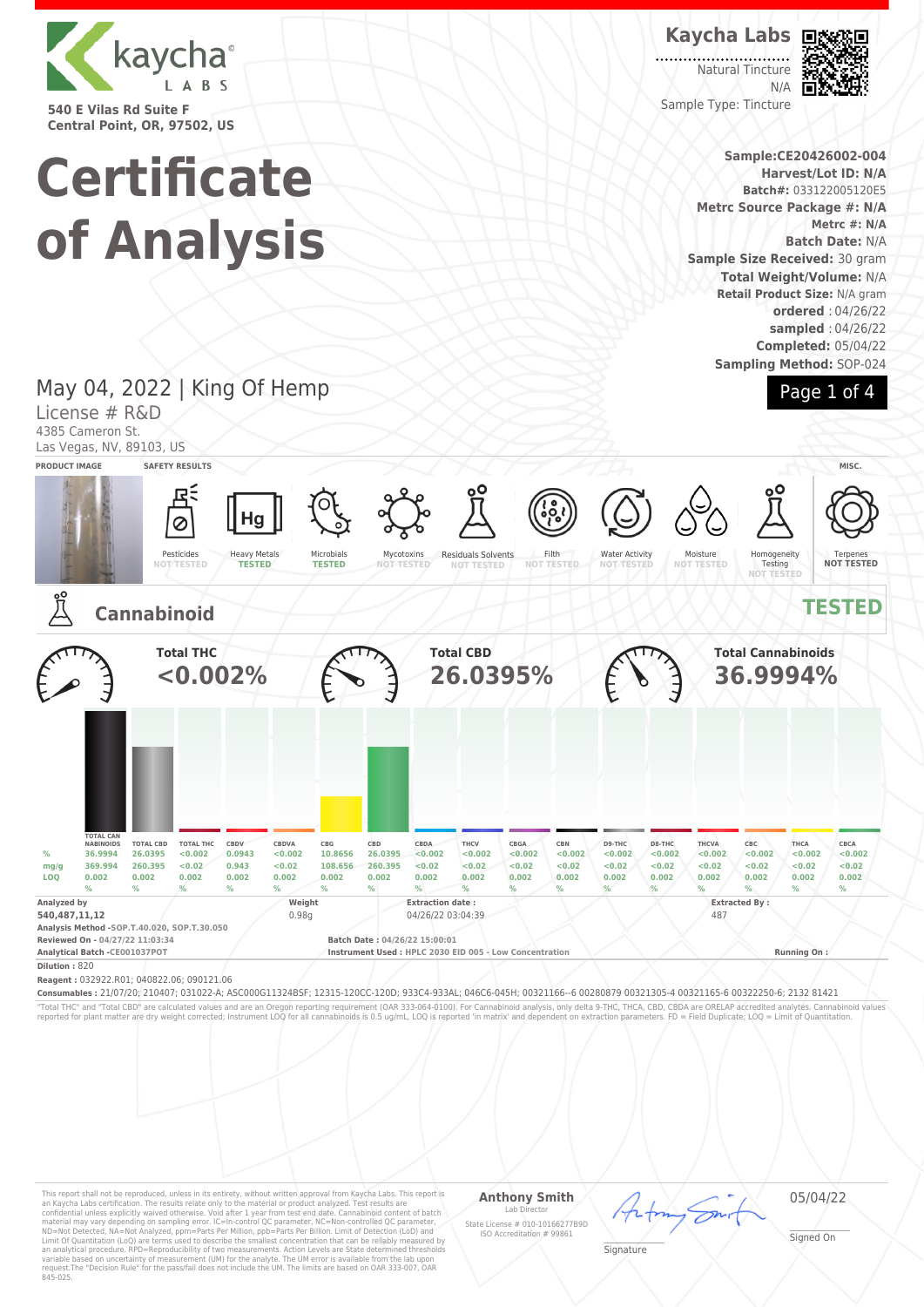kaycha LABS

540 E Vilas Rd Suite F
Central Point, OR, 97502, US

# Certificate of Analysis

**Kaycha Labs**

Natural Tincture
N/A
Sample Type: Tincture

**Sample:CE20426002-004**
**Harvest/Lot ID: N/A**
**Batch#:** 033122005120E5
**Metrc Source Package #: N/A**
**Metrc #: N/A**
**Batch Date:** N/A
**Sample Size Received:** 30 gram
**Total Weight/Volume:** N/A
**Retail Product Size:** N/A gram
**ordered** : 04/26/22
**sampled** : 04/26/22
**Completed:** 05/04/22
**Sampling Method:** SOP-024

May 04, 2022 | King Of Hemp
License # R&D
4385 Cameron St.
Las Vegas, NV, 89103, US

**PRODUCT IMAGE** | **SAFETY RESULTS** | **MISC.**

| Pesticides | Heavy Metals | Microbials | Mycotoxins | Residuals Solvents | Filth | Water Activity | Moisture | Homogeneity Testing | Terpenes |
|---|---|---|---|---|---|---|---|---|---|
| NOT TESTED | TESTED | TESTED | NOT TESTED | NOT TESTED | NOT TESTED | NOT TESTED | NOT TESTED | NOT TESTED | NOT TESTED |

## Cannabinoid

**TESTED**

| Total THC | Total CBD | Total Cannabinoids |
|---|---|---|
| <0.002% | 26.0395% | 36.9994% |

| | TOTAL CANNABINOIDS | TOTAL CBD | TOTAL THC | CBDV | CBDVA | CBG | CBD | CBDA | THCV | CBGA | CBN | D9-THC | D8-THC | THCVA | CBC | THCA | CBCA |
|---|---|---|---|---|---|---|---|---|---|---|---|---|---|---|---|---|---|
| % | 36.9994 | 26.0395 | <0.002 | 0.0943 | <0.002 | 10.8656 | 26.0395 | <0.002 | <0.002 | <0.002 | <0.002 | <0.002 | <0.002 | <0.002 | <0.002 | <0.002 | <0.002 |
| mg/g | 369.994 | 260.395 | <0.02 | 0.943 | <0.02 | 108.656 | 260.395 | <0.02 | <0.02 | <0.02 | <0.02 | <0.02 | <0.02 | <0.02 | <0.02 | <0.02 | <0.02 |
| LOQ | 0.002 % | 0.002 % | 0.002 % | 0.002 % | 0.002 % | 0.002 % | 0.002 % | 0.002 % | 0.002 % | 0.002 % | 0.002 % | 0.002 % | 0.002 % | 0.002 % | 0.002 % | 0.002 % | 0.002 % |

**Analyzed by**
540,487,11,12

**Weight**
0.98g

**Extraction date :**
04/26/22 03:04:39

**Extracted By :**
487

**Analysis Method** -SOP.T.40.020, SOP.T.30.050
**Reviewed On** - 04/27/22 11:03:34
**Analytical Batch** -CE001037POT

**Batch Date :** 04/26/22 15:00:01
**Instrument Used :** HPLC 2030 EID 005 - Low Concentration
**Running On :**

**Dilution :** 820
**Reagent :** 032922.R01; 040822.06; 090121.06
**Consumables :** 21/07/20; 210407; 031022-A; ASC000G11324BSF; 12315-120CC-120D; 933C4-933AL; 046C6-045H; 00321166--6 00280879 00321305-4 00321165-6 00322250-6; 2132 81421

"Total THC" and "Total CBD" are calculated values and are an Oregon reporting requirement (OAR 333-064-0100). For Cannabinoid analysis, only delta 9-THC, THCA, CBD, CBDA are ORELAP accredited analytes. Cannabinoid values reported for plant matter are dry weight corrected; Instrument LOQ for all cannabinoids is 0.5 ug/mL, LOQ is reported 'in matrix' and dependent on extraction parameters. FD = Field Duplicate; LOQ = Limit of Quantitation.

This report shall not be reproduced, unless in its entirety, without written approval from Kaycha Labs. This report is an Kaycha Labs certification. The results relate only to the material or product analyzed. Test results are confidential unless explicitly waived otherwise. Void after 1 year from test end date. Cannabinoid content of batch material may vary depending on sampling error. IC=In-control QC parameter, NC=Non-controlled QC parameter, ND=Not Detected, NA=Not Analyzed, ppm=Parts Per Million, ppb=Parts Per Billion. Limit of Detection (LoD) and Limit Of Quantitation (LoQ) are terms used to describe the smallest concentration that can be reliably measured by an analytical procedure. RPD=Reproducibility of two measurements. Action Levels are State determined thresholds variable based on uncertainty of measurement (UM) for the analyte. The UM error is available from the lab upon request.The "Decision Rule" for the pass/fail does not include the UM. The limits are based on OAR 333-007, OAR 845-025.

**Anthony Smith**
Lab Director
State License # 010-10166277B9D
ISO Accreditation # 99861

Signature

05/04/22
Signed On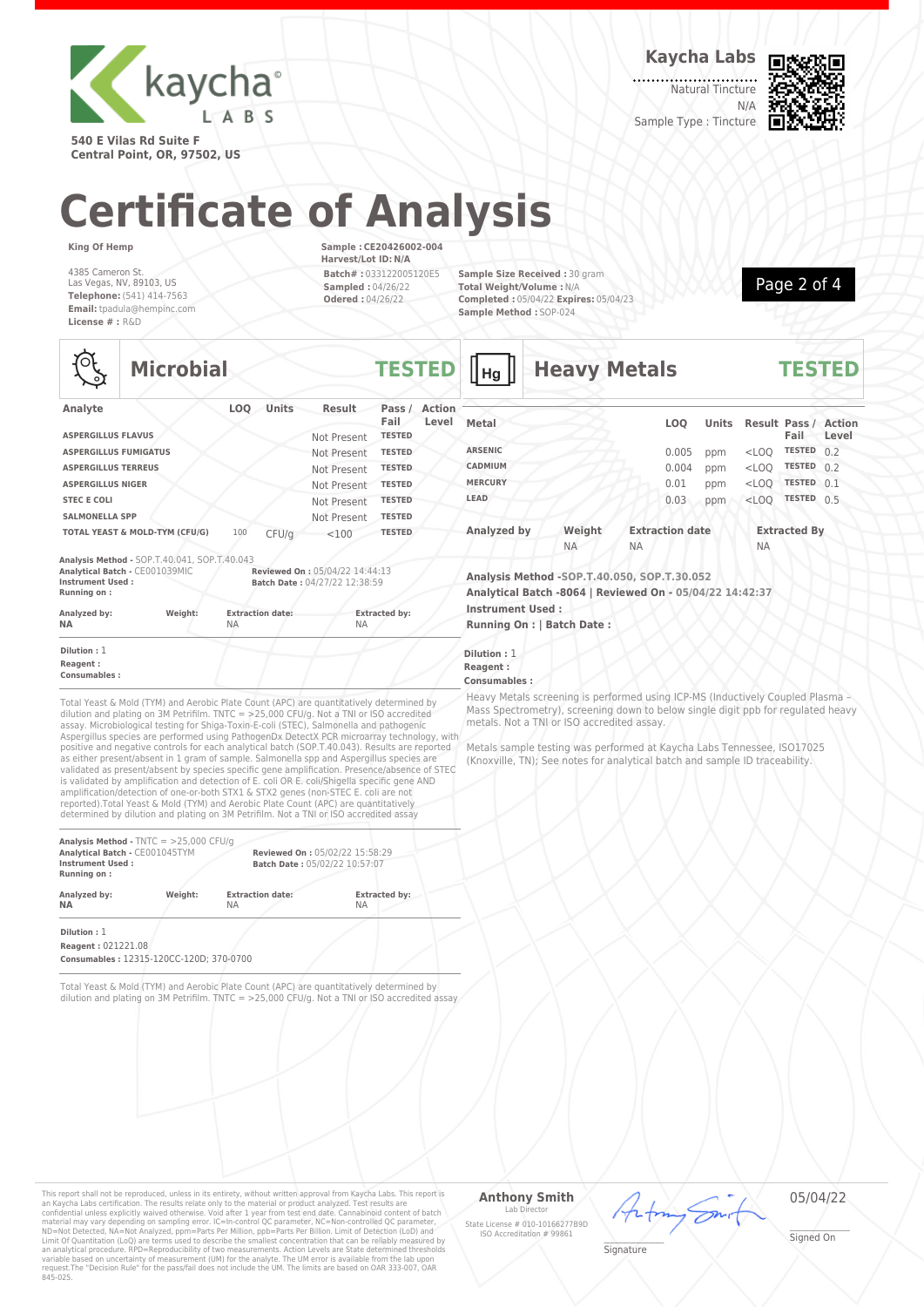**Kaycha Labs**

Natural Tincture
N/A
Sample Type : Tincture

540 E Vilas Rd Suite F
Central Point, OR, 97502, US

# Certificate of Analysis

**King Of Hemp**

4385 Cameron St.
Las Vegas, NV, 89103, US
**Telephone:** (541) 414-7563
**Email:** tpadula@hempinc.com
**License # :** R&D

**Sample : CE20426002-004**
**Harvest/Lot ID: N/A**
**Batch# :** 033122005120E5
**Sampled :** 04/26/22
**Odered :** 04/26/22

**Sample Size Received :** 30 gram
**Total Weight/Volume :** N/A
**Completed :** 05/04/22 **Expires:** 05/04/23
**Sample Method :** SOP-024

## Microbial — TESTED

| Analyte | LOQ | Units | Result | Pass / Fail | Action Level |
|---|---|---|---|---|---|
| ASPERGILLUS FLAVUS | | | Not Present | TESTED | |
| ASPERGILLUS FUMIGATUS | | | Not Present | TESTED | |
| ASPERGILLUS TERREUS | | | Not Present | TESTED | |
| ASPERGILLUS NIGER | | | Not Present | TESTED | |
| STEC E COLI | | | Not Present | TESTED | |
| SALMONELLA SPP | | | Not Present | TESTED | |
| TOTAL YEAST & MOLD-TYM (CFU/G) | 100 | CFU/g | <100 | TESTED | |

**Analysis Method -** SOP.T.40.041, SOP.T.40.043
**Analytical Batch -** CE001039MIC
**Instrument Used :**
**Running on :**
**Reviewed On :** 05/04/22 14:44:13
**Batch Date :** 04/27/22 12:38:59

| Analyzed by: | Weight: | Extraction date: | Extracted by: |
|---|---|---|---|
| NA | | NA | NA |

**Dilution :** 1
**Reagent :**
**Consumables :**

Total Yeast & Mold (TYM) and Aerobic Plate Count (APC) are quantitatively determined by dilution and plating on 3M Petrifilm. TNTC = >25,000 CFU/g. Not a TNI or ISO accredited assay. Microbiological testing for Shiga-Toxin-E-coli (STEC), Salmonella and pathogenic Aspergillus species are performed using PathogenDx DetectX PCR microarray technology, with positive and negative controls for each analytical batch (SOP.T.40.043). Results are reported as either present/absent in 1 gram of sample. Salmonella spp and Aspergillus species are validated as present/absent by species specific gene amplification. Presence/absence of STEC is validated by amplification and detection of E. coli OR E. coli/Shigella specific gene AND amplification/detection of one-or-both STX1 & STX2 genes (non-STEC E. coli are not reported).Total Yeast & Mold (TYM) and Aerobic Plate Count (APC) are quantitatively determined by dilution and plating on 3M Petrifilm. Not a TNI or ISO accredited assay

**Analysis Method -** TNTC = >25,000 CFU/g
**Analytical Batch -** CE001045TYM
**Instrument Used :**
**Running on :**
**Reviewed On :** 05/02/22 15:58:29
**Batch Date :** 05/02/22 10:57:07

| Analyzed by: | Weight: | Extraction date: | Extracted by: |
|---|---|---|---|
| NA | | NA | NA |

**Dilution :** 1
**Reagent :** 021221.08
**Consumables :** 12315-120CC-120D; 370-0700

Total Yeast & Mold (TYM) and Aerobic Plate Count (APC) are quantitatively determined by dilution and plating on 3M Petrifilm. TNTC = >25,000 CFU/g. Not a TNI or ISO accredited assay

## Heavy Metals — TESTED

| Metal | LOQ | Units | Result | Pass / Fail | Action Level |
|---|---|---|---|---|---|
| ARSENIC | 0.005 | ppm | <LOQ | TESTED | 0.2 |
| CADMIUM | 0.004 | ppm | <LOQ | TESTED | 0.2 |
| MERCURY | 0.01 | ppm | <LOQ | TESTED | 0.1 |
| LEAD | 0.03 | ppm | <LOQ | TESTED | 0.5 |

| Analyzed by | Weight | Extraction date | Extracted By |
|---|---|---|---|
| | NA | NA | NA |

**Analysis Method -SOP.T.40.050, SOP.T.30.052**
**Analytical Batch -8064 | Reviewed On - 05/04/22 14:42:37**
**Instrument Used :**
**Running On : | Batch Date :**

**Dilution :** 1
**Reagent :**
**Consumables :**

Heavy Metals screening is performed using ICP-MS (Inductively Coupled Plasma – Mass Spectrometry), screening down to below single digit ppb for regulated heavy metals. Not a TNI or ISO accredited assay.

Metals sample testing was performed at Kaycha Labs Tennessee, ISO17025 (Knoxville, TN); See notes for analytical batch and sample ID traceability.

This report shall not be reproduced, unless in its entirety, without written approval from Kaycha Labs. This report is an Kaycha Labs certification. The results relate only to the material or product analyzed. Test results are confidential unless explicitly waived otherwise. Void after 1 year from test end date. Cannabinoid content of batch material may vary depending on sampling error. IC=In-control QC parameter, NC=Non-controlled QC parameter, ND=Not Detected, NA=Not Analyzed, ppm=Parts Per Million, ppb=Parts Per Billion. Limit of Detection (LoD) and Limit Of Quantitation (LoQ) are terms used to describe the smallest concentration that can be reliably measured by an analytical procedure. RPD=Reproducibility of two measurements. Action Levels are State determined thresholds variable based on uncertainty of measurement (UM) for the analyte. The UM error is available from the lab upon request.The "Decision Rule" for the pass/fail does not include the UM. The limits are based on OAR 333-007, OAR 845-025.

**Anthony Smith**
Lab Director
State License # 010-10166277B9D
ISO Accreditation # 99861

Signature

05/04/22
Signed On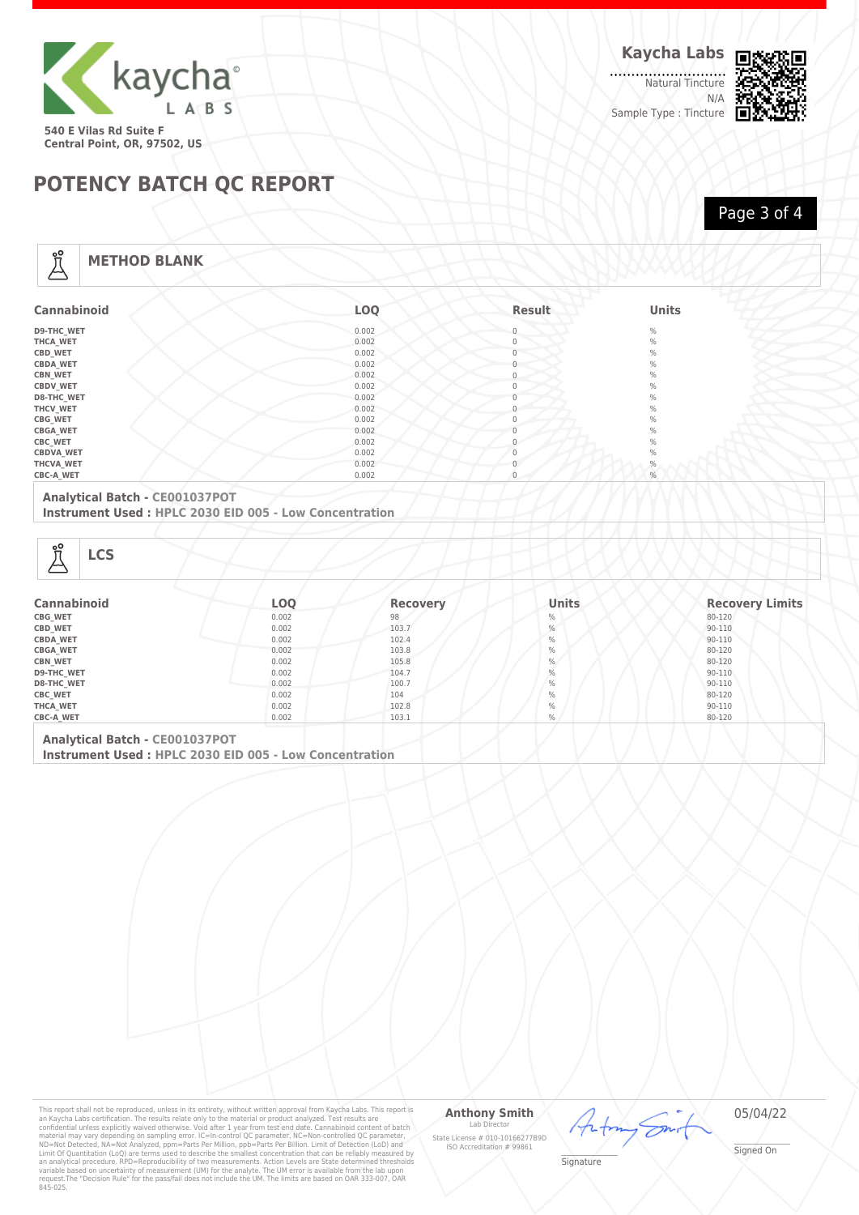kaycha LABS

540 E Vilas Rd Suite F
Central Point, OR, 97502, US

**Kaycha Labs**

Natural Tincture
N/A
Sample Type : Tincture

# POTENCY BATCH QC REPORT

## METHOD BLANK

| Cannabinoid | LOQ | Result | Units |
|---|---|---|---|
| D9-THC_WET | 0.002 | 0 | % |
| THCA_WET | 0.002 | 0 | % |
| CBD_WET | 0.002 | 0 | % |
| CBDA_WET | 0.002 | 0 | % |
| CBN_WET | 0.002 | 0 | % |
| CBDV_WET | 0.002 | 0 | % |
| D8-THC_WET | 0.002 | 0 | % |
| THCV_WET | 0.002 | 0 | % |
| CBG_WET | 0.002 | 0 | % |
| CBGA_WET | 0.002 | 0 | % |
| CBC_WET | 0.002 | 0 | % |
| CBDVA_WET | 0.002 | 0 | % |
| THCVA_WET | 0.002 | 0 | % |
| CBC-A_WET | 0.002 | 0 | % |

**Analytical Batch -** CE001037POT
**Instrument Used :** HPLC 2030 EID 005 - Low Concentration

## LCS

| Cannabinoid | LOQ | Recovery | Units | Recovery Limits |
|---|---|---|---|---|
| CBG_WET | 0.002 | 98 | % | 80-120 |
| CBD_WET | 0.002 | 103.7 | % | 90-110 |
| CBDA_WET | 0.002 | 102.4 | % | 90-110 |
| CBGA_WET | 0.002 | 103.8 | % | 80-120 |
| CBN_WET | 0.002 | 105.8 | % | 80-120 |
| D9-THC_WET | 0.002 | 104.7 | % | 90-110 |
| D8-THC_WET | 0.002 | 100.7 | % | 90-110 |
| CBC_WET | 0.002 | 104 | % | 80-120 |
| THCA_WET | 0.002 | 102.8 | % | 90-110 |
| CBC-A_WET | 0.002 | 103.1 | % | 80-120 |

**Analytical Batch -** CE001037POT
**Instrument Used :** HPLC 2030 EID 005 - Low Concentration

This report shall not be reproduced, unless in its entirety, without written approval from Kaycha Labs. This report is an Kaycha Labs certification. The results relate only to the material or product analyzed. Test results are confidential unless explicitly waived otherwise. Void after 1 year from test end date. Cannabinoid content of batch material may vary depending on sampling error. IC=In-control QC parameter, NC=Non-controlled QC parameter, ND=Not Detected, NA=Not Analyzed, ppm=Parts Per Million, ppb=Parts Per Billion. Limit of Detection (LoD) and Limit Of Quantitation (LoQ) are terms used to describe the smallest concentration that can be reliably measured by an analytical procedure. RPD=Reproducibility of two measurements. Action Levels are State determined thresholds variable based on uncertainty of measurement (UM) for the analyte. The UM error is available from the lab upon request.The "Decision Rule" for the pass/fail does not include the UM. The limits are based on OAR 333-007, OAR 845-025.

**Anthony Smith**
Lab Director
State License # 010-10166277B9D
ISO Accreditation # 99861

Signature

05/04/22
Signed On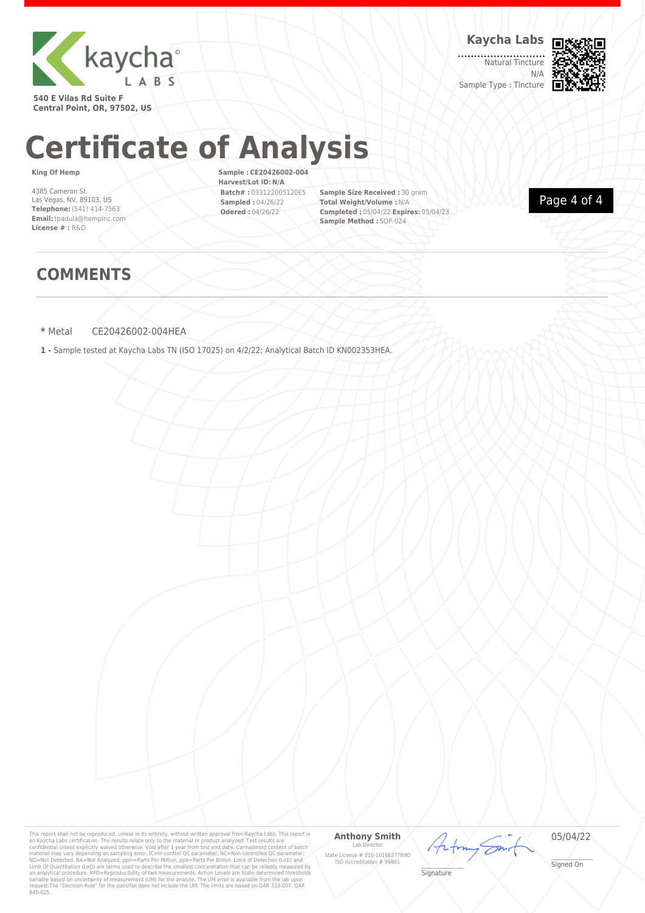kaycha LABS

**540 E Vilas Rd Suite F**
**Central Point, OR, 97502, US**

**Kaycha Labs**

Natural Tincture
N/A
Sample Type : Tincture

# Certificate of Analysis

**King Of Hemp**

4385 Cameron St.
Las Vegas, NV, 89103, US
**Telephone:** (541) 414-7563
**Email:** tpadula@hempinc.com
**License # :** R&D

**Sample : CE20426002-004**
**Harvest/Lot ID: N/A**
**Batch# :** 033122005120E5
**Sampled :** 04/26/22
**Odered :** 04/26/22

**Sample Size Received :** 30 gram
**Total Weight/Volume :** N/A
**Completed :** 05/04/22 **Expires:** 05/04/23
**Sample Method :** SOP-024

## COMMENTS

* Metal CE20426002-004HEA

**1 -** Sample tested at Kaycha Labs TN (ISO 17025) on 4/2/22; Analytical Batch ID KN002353HEA.

This report shall not be reproduced, unless in its entirety, without written approval from Kaycha Labs. This report is an Kaycha Labs certification. The results relate only to the material or product analyzed. Test results are confidential unless explicitly waived otherwise. Void after 1 year from test end date. Cannabinoid content of batch material may vary depending on sampling error. IC=In-control QC parameter, NC=Non-controlled QC parameter, ND=Not Detected, NA=Not Analyzed, ppm=Parts Per Million, ppb=Parts Per Billion. Limit of Detection (LoD) and Limit Of Quantitation (LoQ) are terms used to describe the smallest concentration that can be reliably measured by an analytical procedure. RPD=Reproducibility of two measurements. Action Levels are State determined thresholds variable based on uncertainty of measurement (UM) for the analyte. The UM error is available from the lab upon request.The "Decision Rule" for the pass/fail does not include the UM. The limits are based on OAR 333-007, OAR 845-025.

**Anthony Smith**
Lab Director
State License # 010-10166277B9D
ISO Accreditation # 99861

Signature

05/04/22
Signed On